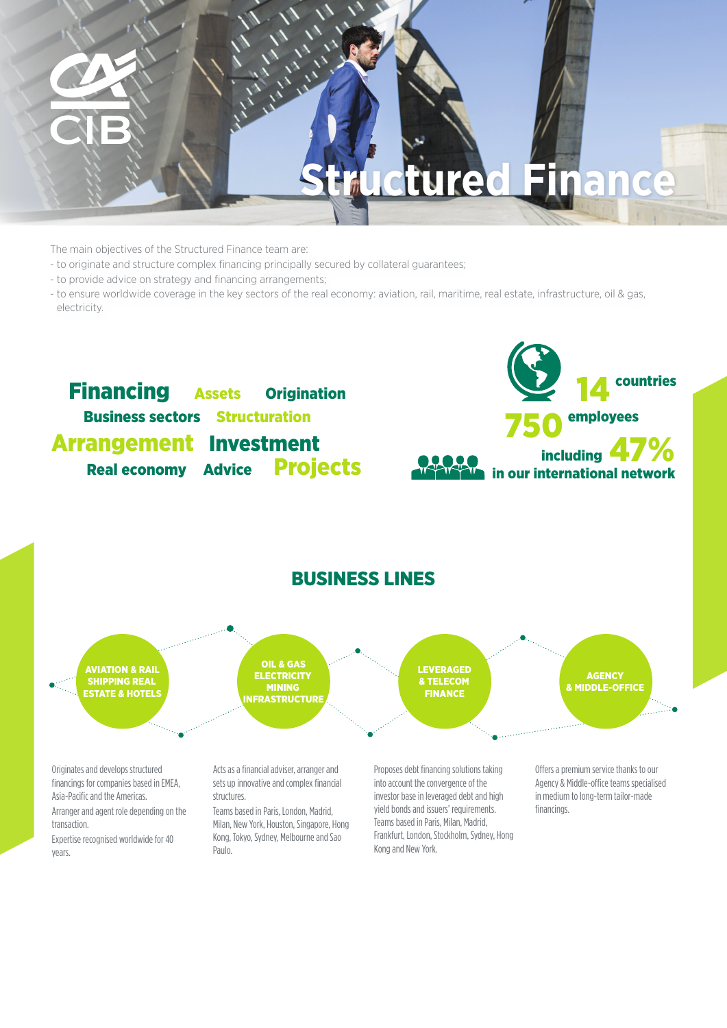# Structured Finance

The main objectives of the Structured Finance team are:

- to originate and structure complex financing principally secured by collateral guarantees;
- to provide advice on strategy and financing arrangements;
- to ensure worldwide coverage in the key sectors of the real economy: aviation, rail, maritime, real estate, infrastructure, oil & gas, electricity.

Financing Assets Origination Business sectors Structuration Arrangement Investment Real economy Advice Projects

**14 countries**

**750 employees**

**including 47% in our international network**

## BUSINESS LINES

### AVIATION & RAIL SHIPPING REAL ESTATE & HOTELS

Originates and develops structured financings for companies based in EMEA, Asia-Pacific and the Americas.

Arranger and agent role depending on the transaction.

Expertise recognised worldwide for 40 years.

### OIL & GAS ELECTRICITY MINING INFRASTRUCTURE

Acts as a financial adviser, arranger and sets up innovative and complex financial structures.

Teams based in Paris, London, Madrid, Milan, New York, Houston, Singapore, Hong Kong, Tokyo, Sydney, Melbourne and Sao Paulo.

### LEVERAGED & TELECOM FINANCE

Proposes debt financing solutions taking into account the convergence of the investor base in leveraged debt and high yield bonds and issuers' requirements. Teams based in Paris, Milan, Madrid, Frankfurt, London, Stockholm, Sydney, Hong Kong and New York.

### AGENCY & MIDDLE-OFFICE

Offers a premium service thanks to our Agency & Middle-office teams specialised in medium to long-term tailor-made financings.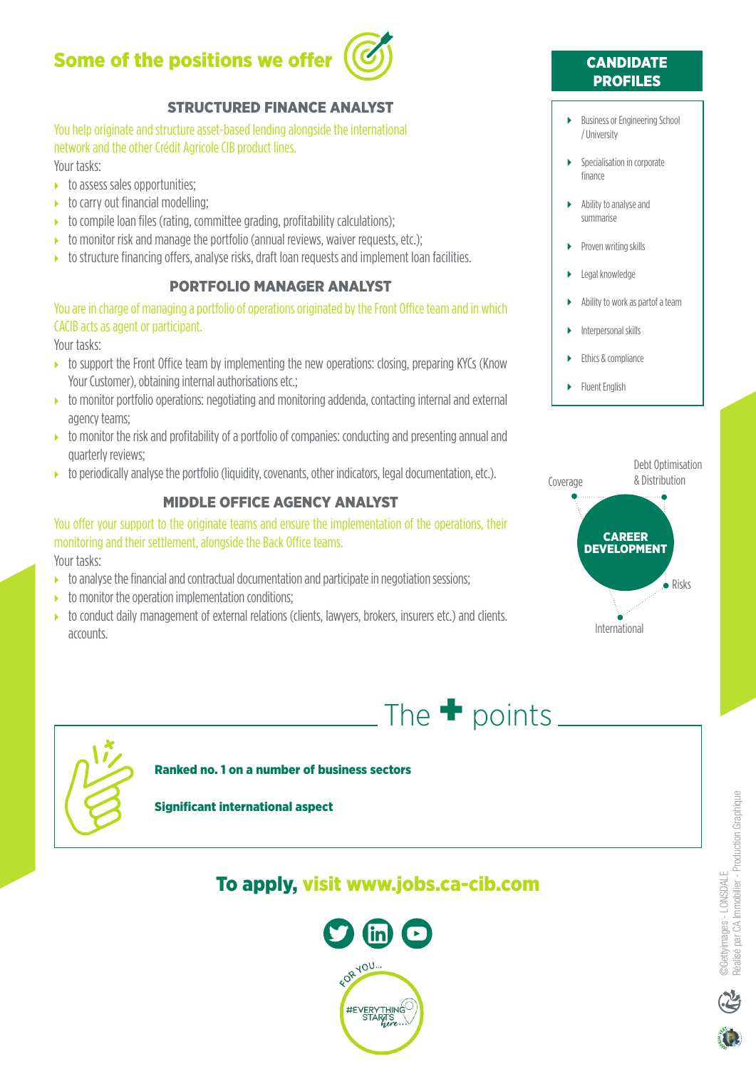## Some of the positions we offer

### STRUCTURED FINANCE ANALYST

You help originate and structure asset-based lending alongside the international network and the other Crédit Agricole CIB product lines.

Your tasks:

- to assess sales opportunities;
- to carry out financial modelling;
- to compile loan files (rating, committee grading, profitability calculations);
- to monitor risk and manage the portfolio (annual reviews, waiver requests, etc.);
- to structure financing offers, analyse risks, draft loan requests and implement loan facilities.

### PORTFOLIO MANAGER ANALYST

You are in charge of managing a portfolio of operations originated by the Front Office team and in which CACIB acts as agent or participant.

Your tasks:

- to support the Front Office team by implementing the new operations: closing, preparing KYCs (Know Your Customer), obtaining internal authorisations etc.;
- to monitor portfolio operations: negotiating and monitoring addenda, contacting internal and external agency teams;
- to monitor the risk and profitability of a portfolio of companies: conducting and presenting annual and quarterly reviews;
- to periodically analyse the portfolio (liquidity, covenants, other indicators, legal documentation, etc.).

### MIDDLE OFFICE AGENCY ANALYST

You offer your support to the originate teams and ensure the implementation of the operations, their monitoring and their settlement, alongside the Back Office teams.

Your tasks:

- to analyse the financial and contractual documentation and participate in negotiation sessions;
- to monitor the operation implementation conditions;
- to conduct daily management of external relations (clients, lawyers, brokers, insurers etc.) and clients. accounts.

## CANDIDATE PROFILES

- Business or Engineering School / University
- Specialisation in corporate finance
- Ability to analyse and summarise
- Proven writing skills
- Legal knowledge
- Ability to work as partof a team
- Interpersonal skills
- Ethics & compliance
- Fluent English

CAREER DEVELOPMENT

Coverage

Debt Optimisation & Distribution

Risks

International

## The + points

**Ranked no. 1 on a number of business sectors**

**Significant international aspect**

## To apply, visit www.jobs.ca-cib.com

FOR YOU...

#EVERYTHING STARTS here...

©Gettyimages - LONSDALE
Réalisé par CA Immobilier - Production Graphique